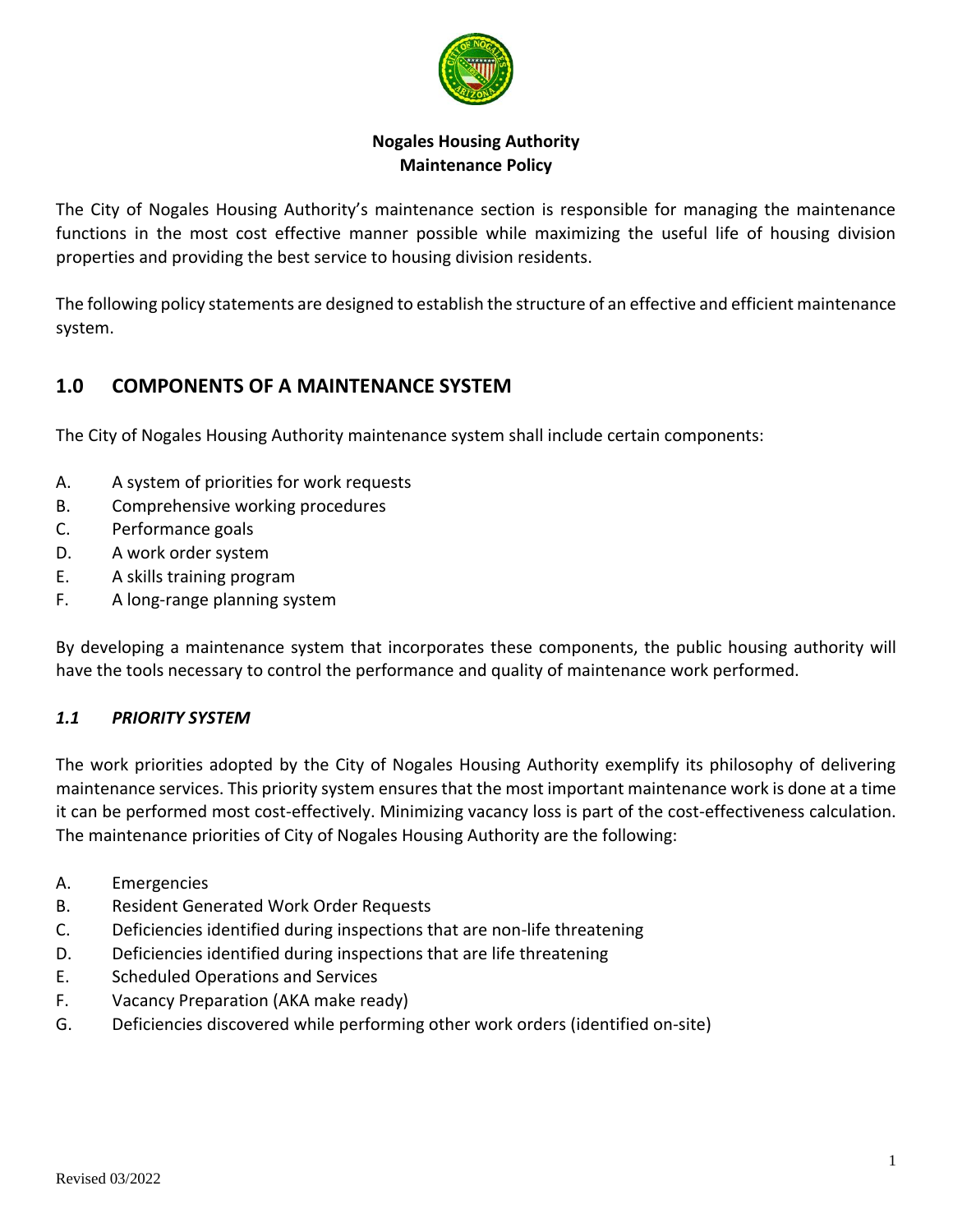**Nogales Housing Authority**
**Maintenance Policy**

The City of Nogales Housing Authority's maintenance section is responsible for managing the maintenance functions in the most cost effective manner possible while maximizing the useful life of housing division properties and providing the best service to housing division residents.

The following policy statements are designed to establish the structure of an effective and efficient maintenance system.

## 1.0 COMPONENTS OF A MAINTENANCE SYSTEM

The City of Nogales Housing Authority maintenance system shall include certain components:

A. A system of priorities for work requests
B. Comprehensive working procedures
C. Performance goals
D. A work order system
E. A skills training program
F. A long-range planning system

By developing a maintenance system that incorporates these components, the public housing authority will have the tools necessary to control the performance and quality of maintenance work performed.

### *1.1 PRIORITY SYSTEM*

The work priorities adopted by the City of Nogales Housing Authority exemplify its philosophy of delivering maintenance services. This priority system ensures that the most important maintenance work is done at a time it can be performed most cost-effectively. Minimizing vacancy loss is part of the cost-effectiveness calculation. The maintenance priorities of City of Nogales Housing Authority are the following:

A. Emergencies
B. Resident Generated Work Order Requests
C. Deficiencies identified during inspections that are non-life threatening
D. Deficiencies identified during inspections that are life threatening
E. Scheduled Operations and Services
F. Vacancy Preparation (AKA make ready)
G. Deficiencies discovered while performing other work orders (identified on-site)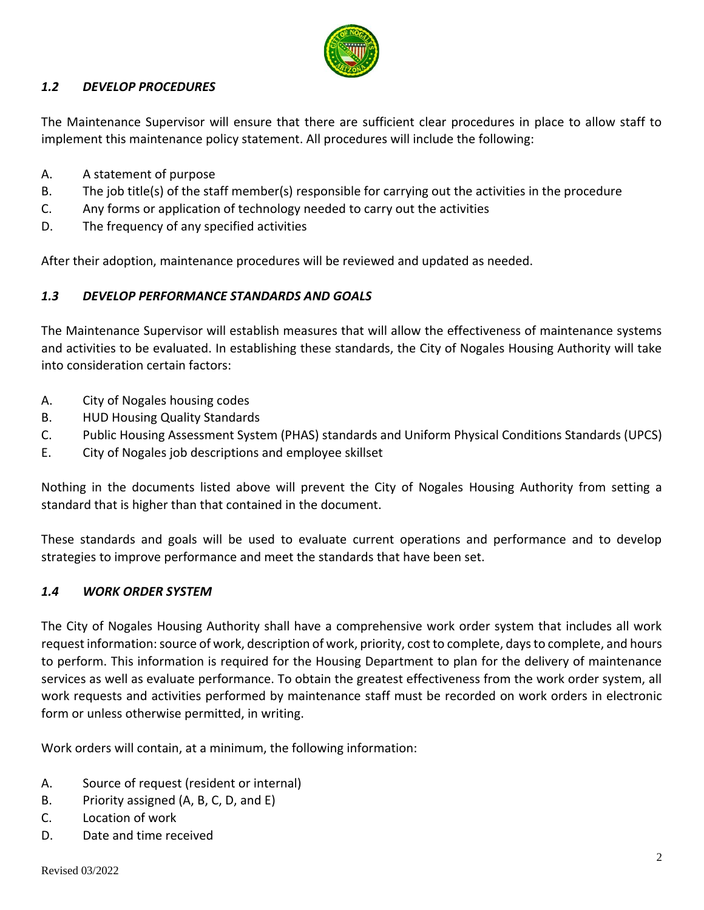### *1.2 DEVELOP PROCEDURES*

The Maintenance Supervisor will ensure that there are sufficient clear procedures in place to allow staff to implement this maintenance policy statement. All procedures will include the following:

A. A statement of purpose
B. The job title(s) of the staff member(s) responsible for carrying out the activities in the procedure
C. Any forms or application of technology needed to carry out the activities
D. The frequency of any specified activities

After their adoption, maintenance procedures will be reviewed and updated as needed.

### *1.3 DEVELOP PERFORMANCE STANDARDS AND GOALS*

The Maintenance Supervisor will establish measures that will allow the effectiveness of maintenance systems and activities to be evaluated. In establishing these standards, the City of Nogales Housing Authority will take into consideration certain factors:

A. City of Nogales housing codes
B. HUD Housing Quality Standards
C. Public Housing Assessment System (PHAS) standards and Uniform Physical Conditions Standards (UPCS)
E. City of Nogales job descriptions and employee skillset

Nothing in the documents listed above will prevent the City of Nogales Housing Authority from setting a standard that is higher than that contained in the document.

These standards and goals will be used to evaluate current operations and performance and to develop strategies to improve performance and meet the standards that have been set.

### *1.4 WORK ORDER SYSTEM*

The City of Nogales Housing Authority shall have a comprehensive work order system that includes all work request information: source of work, description of work, priority, cost to complete, days to complete, and hours to perform. This information is required for the Housing Department to plan for the delivery of maintenance services as well as evaluate performance. To obtain the greatest effectiveness from the work order system, all work requests and activities performed by maintenance staff must be recorded on work orders in electronic form or unless otherwise permitted, in writing.

Work orders will contain, at a minimum, the following information:

A. Source of request (resident or internal)
B. Priority assigned (A, B, C, D, and E)
C. Location of work
D. Date and time received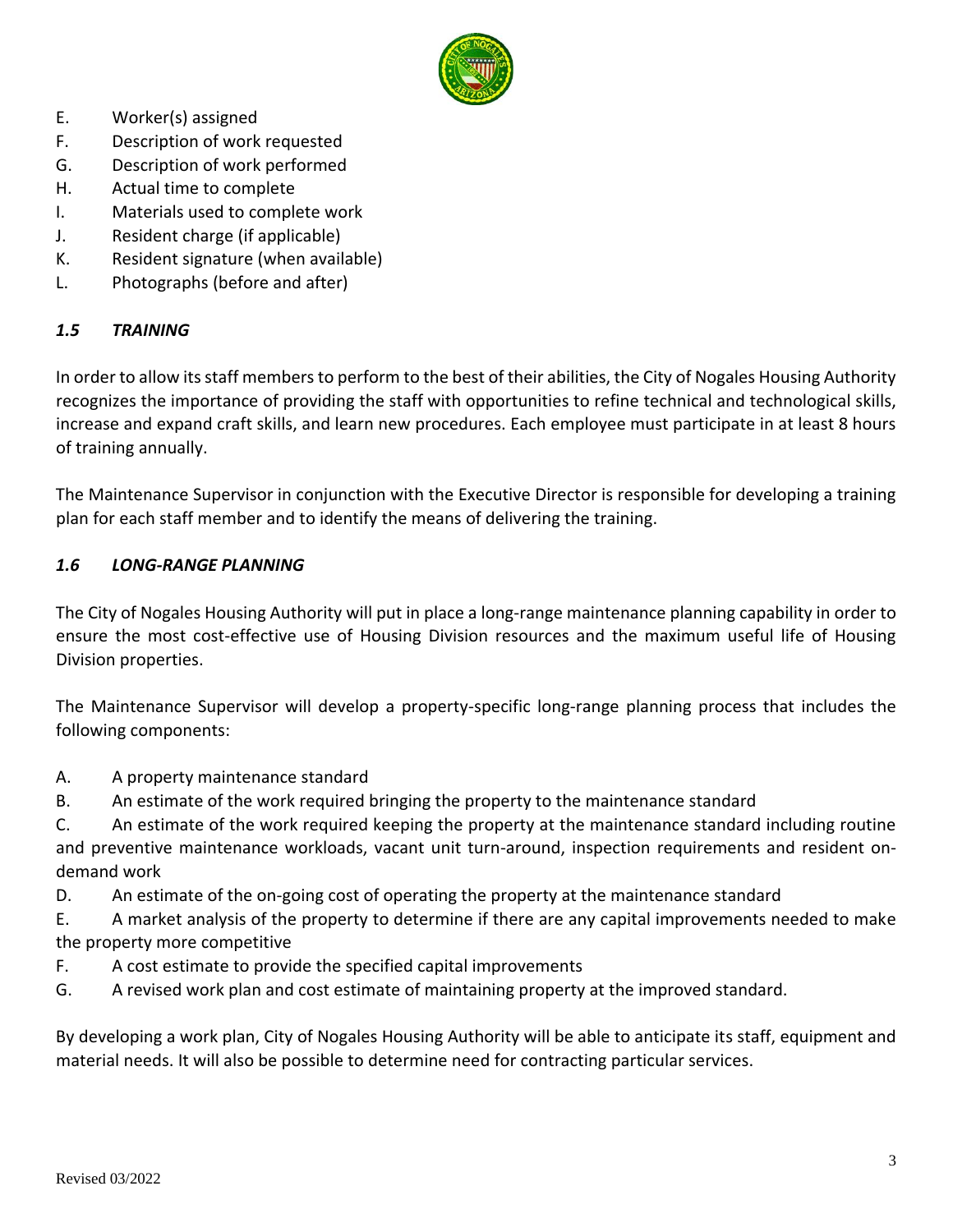E. Worker(s) assigned
F. Description of work requested
G. Description of work performed
H. Actual time to complete
I. Materials used to complete work
J. Resident charge (if applicable)
K. Resident signature (when available)
L. Photographs (before and after)

### *1.5 TRAINING*

In order to allow its staff members to perform to the best of their abilities, the City of Nogales Housing Authority recognizes the importance of providing the staff with opportunities to refine technical and technological skills, increase and expand craft skills, and learn new procedures. Each employee must participate in at least 8 hours of training annually.

The Maintenance Supervisor in conjunction with the Executive Director is responsible for developing a training plan for each staff member and to identify the means of delivering the training.

### *1.6 LONG-RANGE PLANNING*

The City of Nogales Housing Authority will put in place a long-range maintenance planning capability in order to ensure the most cost-effective use of Housing Division resources and the maximum useful life of Housing Division properties.

The Maintenance Supervisor will develop a property-specific long-range planning process that includes the following components:

A. A property maintenance standard
B. An estimate of the work required bringing the property to the maintenance standard
C. An estimate of the work required keeping the property at the maintenance standard including routine and preventive maintenance workloads, vacant unit turn-around, inspection requirements and resident on-demand work
D. An estimate of the on-going cost of operating the property at the maintenance standard
E. A market analysis of the property to determine if there are any capital improvements needed to make the property more competitive
F. A cost estimate to provide the specified capital improvements
G. A revised work plan and cost estimate of maintaining property at the improved standard.

By developing a work plan, City of Nogales Housing Authority will be able to anticipate its staff, equipment and material needs. It will also be possible to determine need for contracting particular services.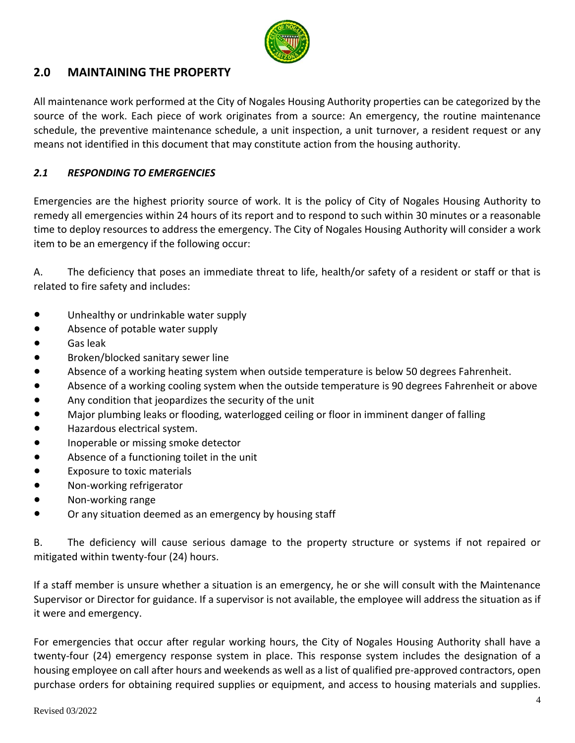## 2.0 MAINTAINING THE PROPERTY

All maintenance work performed at the City of Nogales Housing Authority properties can be categorized by the source of the work. Each piece of work originates from a source: An emergency, the routine maintenance schedule, the preventive maintenance schedule, a unit inspection, a unit turnover, a resident request or any means not identified in this document that may constitute action from the housing authority.

### *2.1 RESPONDING TO EMERGENCIES*

Emergencies are the highest priority source of work. It is the policy of City of Nogales Housing Authority to remedy all emergencies within 24 hours of its report and to respond to such within 30 minutes or a reasonable time to deploy resources to address the emergency. The City of Nogales Housing Authority will consider a work item to be an emergency if the following occur:

A. The deficiency that poses an immediate threat to life, health/or safety of a resident or staff or that is related to fire safety and includes:

- Unhealthy or undrinkable water supply
- Absence of potable water supply
- Gas leak
- Broken/blocked sanitary sewer line
- Absence of a working heating system when outside temperature is below 50 degrees Fahrenheit.
- Absence of a working cooling system when the outside temperature is 90 degrees Fahrenheit or above
- Any condition that jeopardizes the security of the unit
- Major plumbing leaks or flooding, waterlogged ceiling or floor in imminent danger of falling
- Hazardous electrical system.
- Inoperable or missing smoke detector
- Absence of a functioning toilet in the unit
- Exposure to toxic materials
- Non-working refrigerator
- Non-working range
- Or any situation deemed as an emergency by housing staff

B. The deficiency will cause serious damage to the property structure or systems if not repaired or mitigated within twenty-four (24) hours.

If a staff member is unsure whether a situation is an emergency, he or she will consult with the Maintenance Supervisor or Director for guidance. If a supervisor is not available, the employee will address the situation as if it were and emergency.

For emergencies that occur after regular working hours, the City of Nogales Housing Authority shall have a twenty-four (24) emergency response system in place. This response system includes the designation of a housing employee on call after hours and weekends as well as a list of qualified pre-approved contractors, open purchase orders for obtaining required supplies or equipment, and access to housing materials and supplies.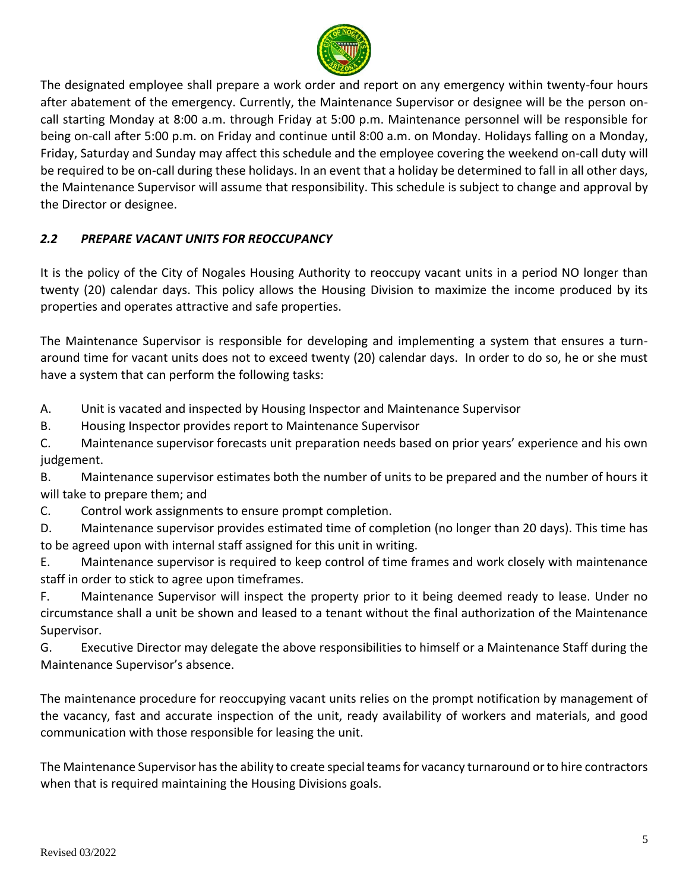The designated employee shall prepare a work order and report on any emergency within twenty-four hours after abatement of the emergency. Currently, the Maintenance Supervisor or designee will be the person on-call starting Monday at 8:00 a.m. through Friday at 5:00 p.m. Maintenance personnel will be responsible for being on-call after 5:00 p.m. on Friday and continue until 8:00 a.m. on Monday. Holidays falling on a Monday, Friday, Saturday and Sunday may affect this schedule and the employee covering the weekend on-call duty will be required to be on-call during these holidays. In an event that a holiday be determined to fall in all other days, the Maintenance Supervisor will assume that responsibility. This schedule is subject to change and approval by the Director or designee.

### *2.2 PREPARE VACANT UNITS FOR REOCCUPANCY*

It is the policy of the City of Nogales Housing Authority to reoccupy vacant units in a period NO longer than twenty (20) calendar days. This policy allows the Housing Division to maximize the income produced by its properties and operates attractive and safe properties.

The Maintenance Supervisor is responsible for developing and implementing a system that ensures a turn-around time for vacant units does not to exceed twenty (20) calendar days. In order to do so, he or she must have a system that can perform the following tasks:

A. Unit is vacated and inspected by Housing Inspector and Maintenance Supervisor

B. Housing Inspector provides report to Maintenance Supervisor

C. Maintenance supervisor forecasts unit preparation needs based on prior years' experience and his own judgement.

B. Maintenance supervisor estimates both the number of units to be prepared and the number of hours it will take to prepare them; and

C. Control work assignments to ensure prompt completion.

D. Maintenance supervisor provides estimated time of completion (no longer than 20 days). This time has to be agreed upon with internal staff assigned for this unit in writing.

E. Maintenance supervisor is required to keep control of time frames and work closely with maintenance staff in order to stick to agree upon timeframes.

F. Maintenance Supervisor will inspect the property prior to it being deemed ready to lease. Under no circumstance shall a unit be shown and leased to a tenant without the final authorization of the Maintenance Supervisor.

G. Executive Director may delegate the above responsibilities to himself or a Maintenance Staff during the Maintenance Supervisor's absence.

The maintenance procedure for reoccupying vacant units relies on the prompt notification by management of the vacancy, fast and accurate inspection of the unit, ready availability of workers and materials, and good communication with those responsible for leasing the unit.

The Maintenance Supervisor has the ability to create special teams for vacancy turnaround or to hire contractors when that is required maintaining the Housing Divisions goals.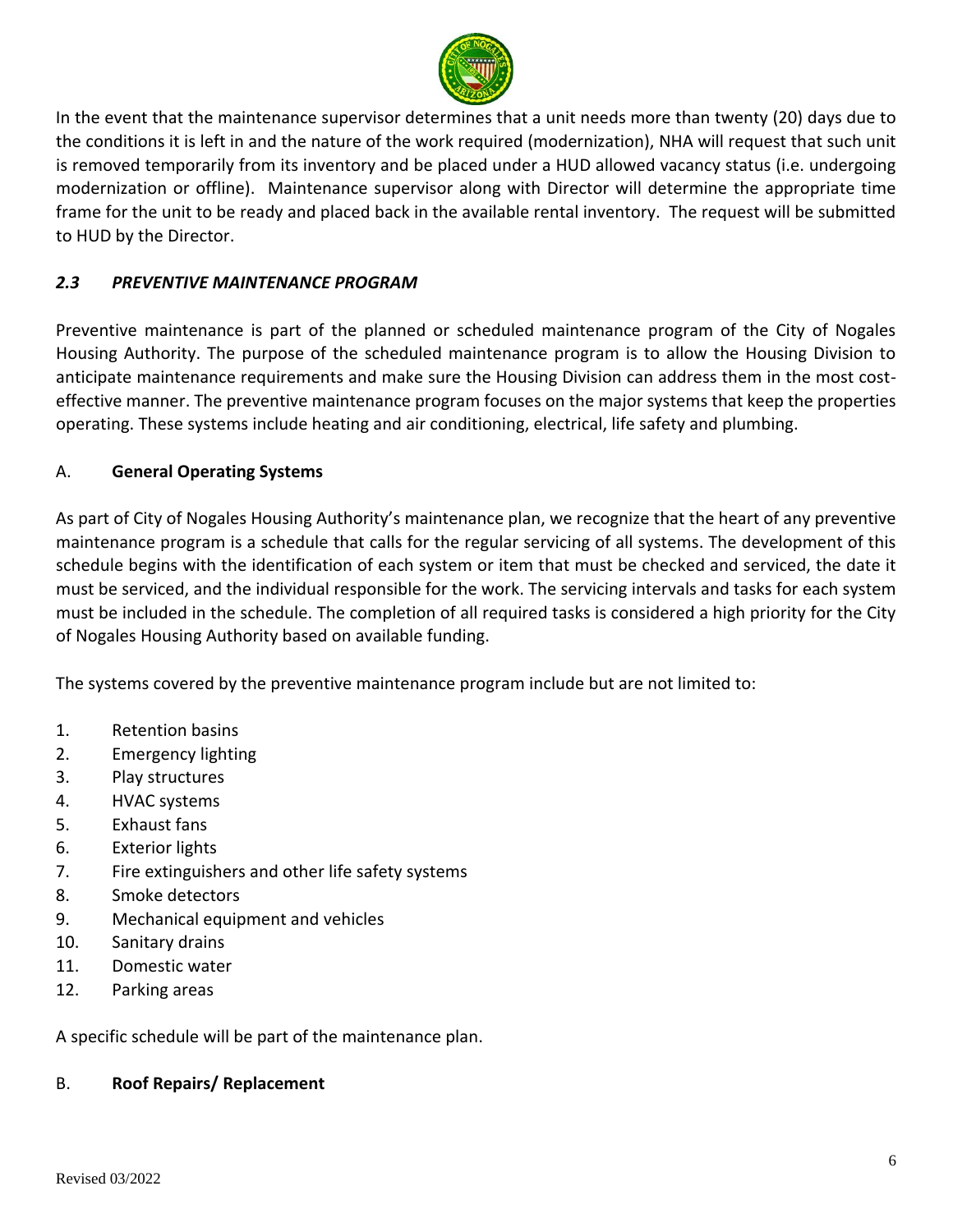In the event that the maintenance supervisor determines that a unit needs more than twenty (20) days due to the conditions it is left in and the nature of the work required (modernization), NHA will request that such unit is removed temporarily from its inventory and be placed under a HUD allowed vacancy status (i.e. undergoing modernization or offline). Maintenance supervisor along with Director will determine the appropriate time frame for the unit to be ready and placed back in the available rental inventory. The request will be submitted to HUD by the Director.

### *2.3 PREVENTIVE MAINTENANCE PROGRAM*

Preventive maintenance is part of the planned or scheduled maintenance program of the City of Nogales Housing Authority. The purpose of the scheduled maintenance program is to allow the Housing Division to anticipate maintenance requirements and make sure the Housing Division can address them in the most cost-effective manner. The preventive maintenance program focuses on the major systems that keep the properties operating. These systems include heating and air conditioning, electrical, life safety and plumbing.

#### A. **General Operating Systems**

As part of City of Nogales Housing Authority's maintenance plan, we recognize that the heart of any preventive maintenance program is a schedule that calls for the regular servicing of all systems. The development of this schedule begins with the identification of each system or item that must be checked and serviced, the date it must be serviced, and the individual responsible for the work. The servicing intervals and tasks for each system must be included in the schedule. The completion of all required tasks is considered a high priority for the City of Nogales Housing Authority based on available funding.

The systems covered by the preventive maintenance program include but are not limited to:

1. Retention basins
2. Emergency lighting
3. Play structures
4. HVAC systems
5. Exhaust fans
6. Exterior lights
7. Fire extinguishers and other life safety systems
8. Smoke detectors
9. Mechanical equipment and vehicles
10. Sanitary drains
11. Domestic water
12. Parking areas

A specific schedule will be part of the maintenance plan.

#### B. **Roof Repairs/ Replacement**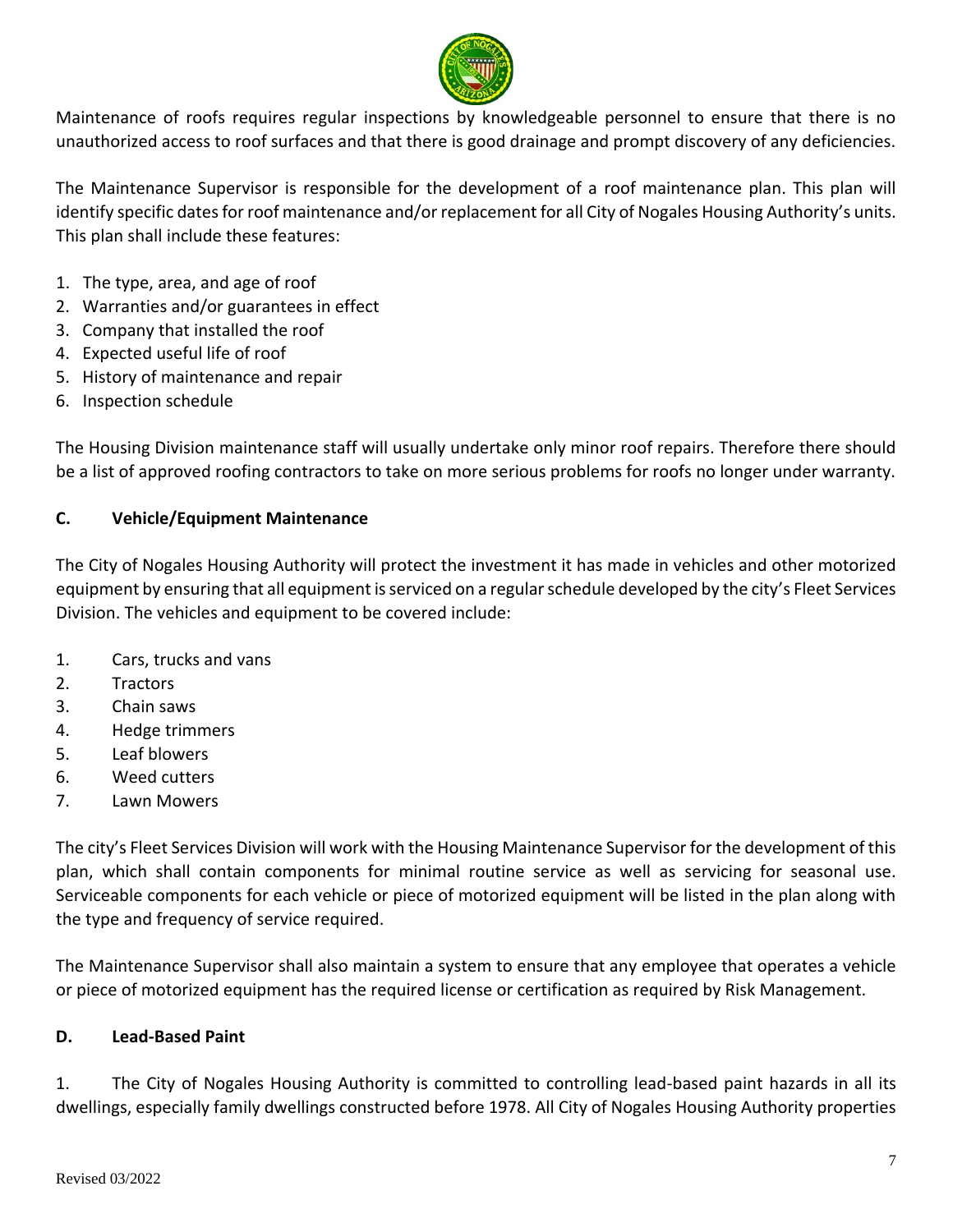Maintenance of roofs requires regular inspections by knowledgeable personnel to ensure that there is no unauthorized access to roof surfaces and that there is good drainage and prompt discovery of any deficiencies.

The Maintenance Supervisor is responsible for the development of a roof maintenance plan. This plan will identify specific dates for roof maintenance and/or replacement for all City of Nogales Housing Authority's units. This plan shall include these features:

1. The type, area, and age of roof
2. Warranties and/or guarantees in effect
3. Company that installed the roof
4. Expected useful life of roof
5. History of maintenance and repair
6. Inspection schedule

The Housing Division maintenance staff will usually undertake only minor roof repairs. Therefore there should be a list of approved roofing contractors to take on more serious problems for roofs no longer under warranty.

**C. Vehicle/Equipment Maintenance**

The City of Nogales Housing Authority will protect the investment it has made in vehicles and other motorized equipment by ensuring that all equipment is serviced on a regular schedule developed by the city's Fleet Services Division. The vehicles and equipment to be covered include:

1. Cars, trucks and vans
2. Tractors
3. Chain saws
4. Hedge trimmers
5. Leaf blowers
6. Weed cutters
7. Lawn Mowers

The city's Fleet Services Division will work with the Housing Maintenance Supervisor for the development of this plan, which shall contain components for minimal routine service as well as servicing for seasonal use. Serviceable components for each vehicle or piece of motorized equipment will be listed in the plan along with the type and frequency of service required.

The Maintenance Supervisor shall also maintain a system to ensure that any employee that operates a vehicle or piece of motorized equipment has the required license or certification as required by Risk Management.

**D. Lead-Based Paint**

1. The City of Nogales Housing Authority is committed to controlling lead-based paint hazards in all its dwellings, especially family dwellings constructed before 1978. All City of Nogales Housing Authority properties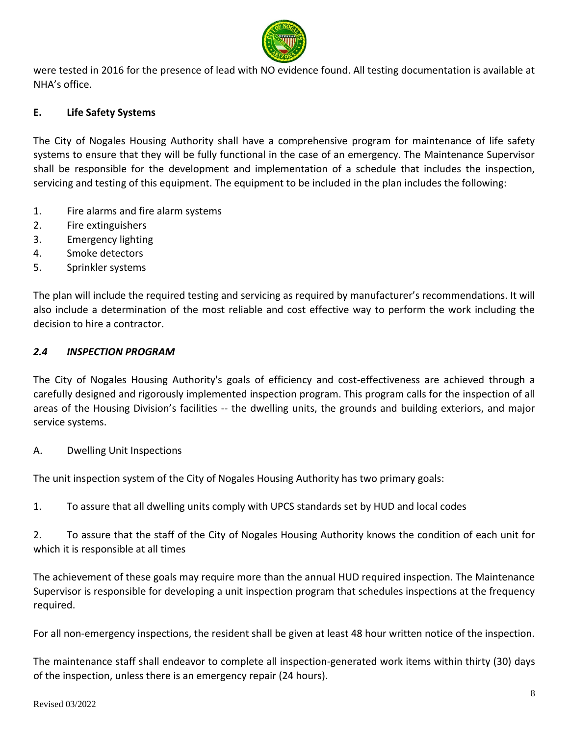were tested in 2016 for the presence of lead with NO evidence found. All testing documentation is available at NHA's office.

**E. Life Safety Systems**

The City of Nogales Housing Authority shall have a comprehensive program for maintenance of life safety systems to ensure that they will be fully functional in the case of an emergency. The Maintenance Supervisor shall be responsible for the development and implementation of a schedule that includes the inspection, servicing and testing of this equipment. The equipment to be included in the plan includes the following:

1. Fire alarms and fire alarm systems
2. Fire extinguishers
3. Emergency lighting
4. Smoke detectors
5. Sprinkler systems

The plan will include the required testing and servicing as required by manufacturer's recommendations. It will also include a determination of the most reliable and cost effective way to perform the work including the decision to hire a contractor.

## *2.4 INSPECTION PROGRAM*

The City of Nogales Housing Authority's goals of efficiency and cost-effectiveness are achieved through a carefully designed and rigorously implemented inspection program. This program calls for the inspection of all areas of the Housing Division's facilities -- the dwelling units, the grounds and building exteriors, and major service systems.

A. Dwelling Unit Inspections

The unit inspection system of the City of Nogales Housing Authority has two primary goals:

1. To assure that all dwelling units comply with UPCS standards set by HUD and local codes

2. To assure that the staff of the City of Nogales Housing Authority knows the condition of each unit for which it is responsible at all times

The achievement of these goals may require more than the annual HUD required inspection. The Maintenance Supervisor is responsible for developing a unit inspection program that schedules inspections at the frequency required.

For all non-emergency inspections, the resident shall be given at least 48 hour written notice of the inspection.

The maintenance staff shall endeavor to complete all inspection-generated work items within thirty (30) days of the inspection, unless there is an emergency repair (24 hours).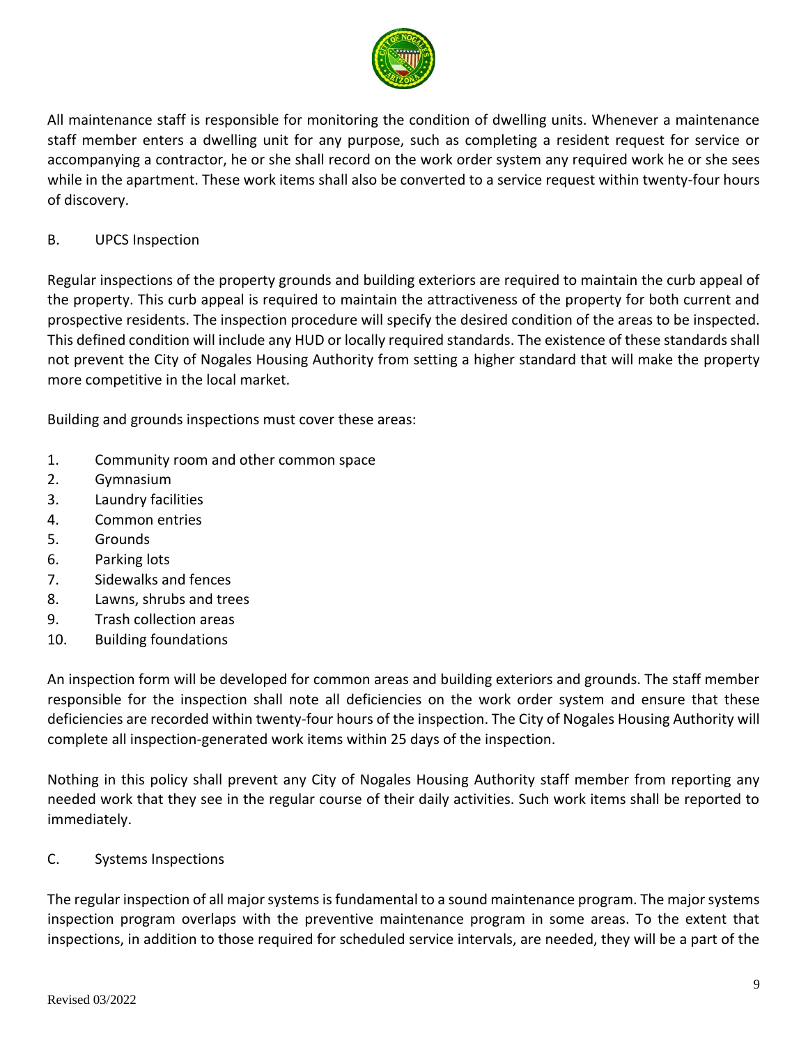All maintenance staff is responsible for monitoring the condition of dwelling units. Whenever a maintenance staff member enters a dwelling unit for any purpose, such as completing a resident request for service or accompanying a contractor, he or she shall record on the work order system any required work he or she sees while in the apartment. These work items shall also be converted to a service request within twenty-four hours of discovery.

B. UPCS Inspection

Regular inspections of the property grounds and building exteriors are required to maintain the curb appeal of the property. This curb appeal is required to maintain the attractiveness of the property for both current and prospective residents. The inspection procedure will specify the desired condition of the areas to be inspected. This defined condition will include any HUD or locally required standards. The existence of these standards shall not prevent the City of Nogales Housing Authority from setting a higher standard that will make the property more competitive in the local market.

Building and grounds inspections must cover these areas:

1. Community room and other common space
2. Gymnasium
3. Laundry facilities
4. Common entries
5. Grounds
6. Parking lots
7. Sidewalks and fences
8. Lawns, shrubs and trees
9. Trash collection areas
10. Building foundations

An inspection form will be developed for common areas and building exteriors and grounds. The staff member responsible for the inspection shall note all deficiencies on the work order system and ensure that these deficiencies are recorded within twenty-four hours of the inspection. The City of Nogales Housing Authority will complete all inspection-generated work items within 25 days of the inspection.

Nothing in this policy shall prevent any City of Nogales Housing Authority staff member from reporting any needed work that they see in the regular course of their daily activities. Such work items shall be reported to immediately.

C. Systems Inspections

The regular inspection of all major systems is fundamental to a sound maintenance program. The major systems inspection program overlaps with the preventive maintenance program in some areas. To the extent that inspections, in addition to those required for scheduled service intervals, are needed, they will be a part of the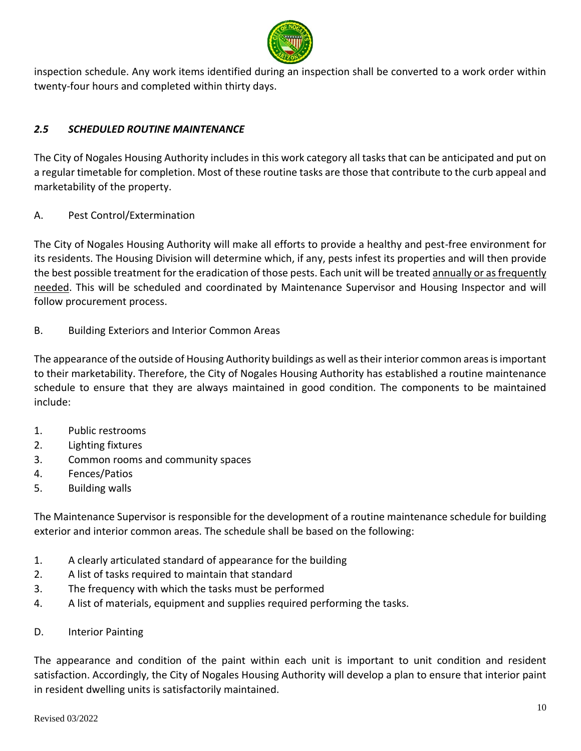inspection schedule. Any work items identified during an inspection shall be converted to a work order within twenty-four hours and completed within thirty days.

### *2.5 SCHEDULED ROUTINE MAINTENANCE*

The City of Nogales Housing Authority includes in this work category all tasks that can be anticipated and put on a regular timetable for completion. Most of these routine tasks are those that contribute to the curb appeal and marketability of the property.

A. Pest Control/Extermination

The City of Nogales Housing Authority will make all efforts to provide a healthy and pest-free environment for its residents. The Housing Division will determine which, if any, pests infest its properties and will then provide the best possible treatment for the eradication of those pests. Each unit will be treated <u>annually or as frequently needed</u>. This will be scheduled and coordinated by Maintenance Supervisor and Housing Inspector and will follow procurement process.

B. Building Exteriors and Interior Common Areas

The appearance of the outside of Housing Authority buildings as well as their interior common areas is important to their marketability. Therefore, the City of Nogales Housing Authority has established a routine maintenance schedule to ensure that they are always maintained in good condition. The components to be maintained include:

1. Public restrooms
2. Lighting fixtures
3. Common rooms and community spaces
4. Fences/Patios
5. Building walls

The Maintenance Supervisor is responsible for the development of a routine maintenance schedule for building exterior and interior common areas. The schedule shall be based on the following:

1. A clearly articulated standard of appearance for the building
2. A list of tasks required to maintain that standard
3. The frequency with which the tasks must be performed
4. A list of materials, equipment and supplies required performing the tasks.

D. Interior Painting

The appearance and condition of the paint within each unit is important to unit condition and resident satisfaction. Accordingly, the City of Nogales Housing Authority will develop a plan to ensure that interior paint in resident dwelling units is satisfactorily maintained.

Revised 03/2022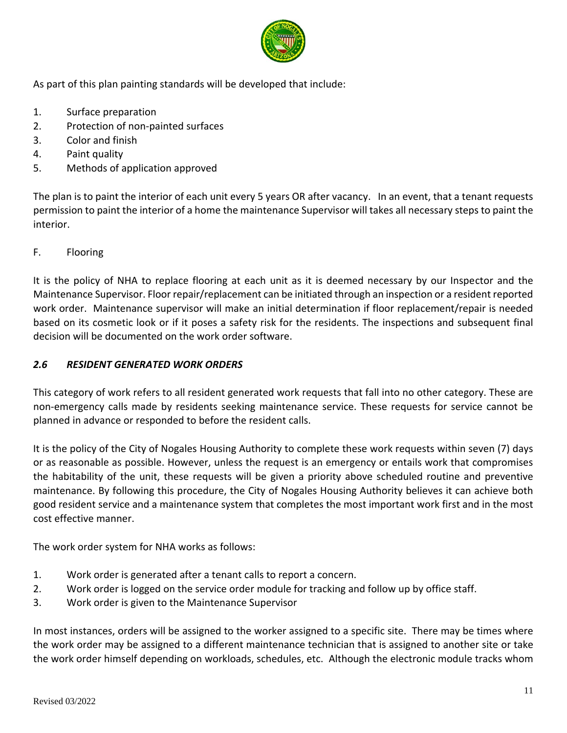As part of this plan painting standards will be developed that include:

1. Surface preparation
2. Protection of non-painted surfaces
3. Color and finish
4. Paint quality
5. Methods of application approved

The plan is to paint the interior of each unit every 5 years OR after vacancy. In an event, that a tenant requests permission to paint the interior of a home the maintenance Supervisor will takes all necessary steps to paint the interior.

F. Flooring

It is the policy of NHA to replace flooring at each unit as it is deemed necessary by our Inspector and the Maintenance Supervisor. Floor repair/replacement can be initiated through an inspection or a resident reported work order. Maintenance supervisor will make an initial determination if floor replacement/repair is needed based on its cosmetic look or if it poses a safety risk for the residents. The inspections and subsequent final decision will be documented on the work order software.

### *2.6 RESIDENT GENERATED WORK ORDERS*

This category of work refers to all resident generated work requests that fall into no other category. These are non-emergency calls made by residents seeking maintenance service. These requests for service cannot be planned in advance or responded to before the resident calls.

It is the policy of the City of Nogales Housing Authority to complete these work requests within seven (7) days or as reasonable as possible. However, unless the request is an emergency or entails work that compromises the habitability of the unit, these requests will be given a priority above scheduled routine and preventive maintenance. By following this procedure, the City of Nogales Housing Authority believes it can achieve both good resident service and a maintenance system that completes the most important work first and in the most cost effective manner.

The work order system for NHA works as follows:

1. Work order is generated after a tenant calls to report a concern.
2. Work order is logged on the service order module for tracking and follow up by office staff.
3. Work order is given to the Maintenance Supervisor

In most instances, orders will be assigned to the worker assigned to a specific site. There may be times where the work order may be assigned to a different maintenance technician that is assigned to another site or take the work order himself depending on workloads, schedules, etc. Although the electronic module tracks whom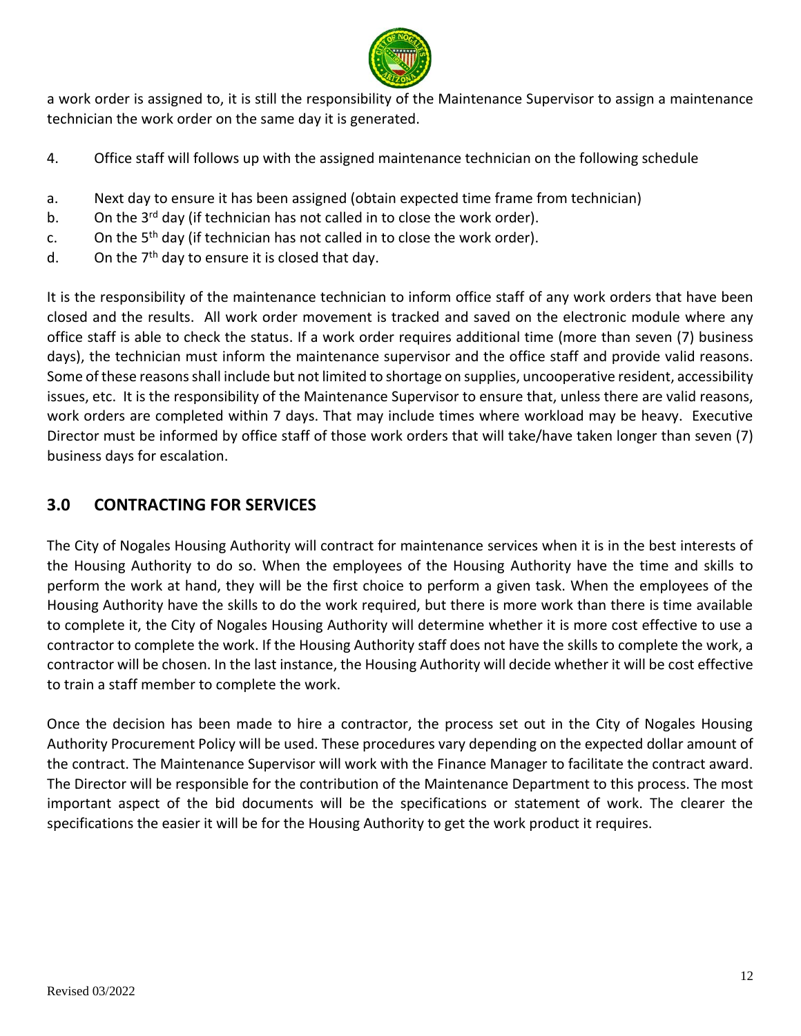a work order is assigned to, it is still the responsibility of the Maintenance Supervisor to assign a maintenance technician the work order on the same day it is generated.

4. Office staff will follows up with the assigned maintenance technician on the following schedule

a. Next day to ensure it has been assigned (obtain expected time frame from technician)
b. On the 3rd day (if technician has not called in to close the work order).
c. On the 5th day (if technician has not called in to close the work order).
d. On the 7th day to ensure it is closed that day.

It is the responsibility of the maintenance technician to inform office staff of any work orders that have been closed and the results. All work order movement is tracked and saved on the electronic module where any office staff is able to check the status. If a work order requires additional time (more than seven (7) business days), the technician must inform the maintenance supervisor and the office staff and provide valid reasons. Some of these reasons shall include but not limited to shortage on supplies, uncooperative resident, accessibility issues, etc. It is the responsibility of the Maintenance Supervisor to ensure that, unless there are valid reasons, work orders are completed within 7 days. That may include times where workload may be heavy. Executive Director must be informed by office staff of those work orders that will take/have taken longer than seven (7) business days for escalation.

## 3.0 CONTRACTING FOR SERVICES

The City of Nogales Housing Authority will contract for maintenance services when it is in the best interests of the Housing Authority to do so. When the employees of the Housing Authority have the time and skills to perform the work at hand, they will be the first choice to perform a given task. When the employees of the Housing Authority have the skills to do the work required, but there is more work than there is time available to complete it, the City of Nogales Housing Authority will determine whether it is more cost effective to use a contractor to complete the work. If the Housing Authority staff does not have the skills to complete the work, a contractor will be chosen. In the last instance, the Housing Authority will decide whether it will be cost effective to train a staff member to complete the work.

Once the decision has been made to hire a contractor, the process set out in the City of Nogales Housing Authority Procurement Policy will be used. These procedures vary depending on the expected dollar amount of the contract. The Maintenance Supervisor will work with the Finance Manager to facilitate the contract award. The Director will be responsible for the contribution of the Maintenance Department to this process. The most important aspect of the bid documents will be the specifications or statement of work. The clearer the specifications the easier it will be for the Housing Authority to get the work product it requires.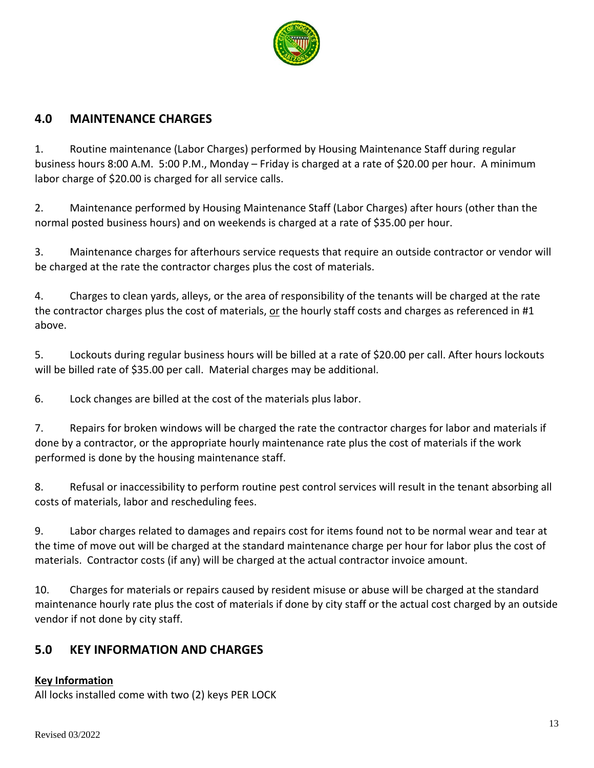## 4.0 MAINTENANCE CHARGES

1. Routine maintenance (Labor Charges) performed by Housing Maintenance Staff during regular business hours 8:00 A.M. 5:00 P.M., Monday – Friday is charged at a rate of $20.00 per hour. A minimum labor charge of $20.00 is charged for all service calls.

2. Maintenance performed by Housing Maintenance Staff (Labor Charges) after hours (other than the normal posted business hours) and on weekends is charged at a rate of $35.00 per hour.

3. Maintenance charges for afterhours service requests that require an outside contractor or vendor will be charged at the rate the contractor charges plus the cost of materials.

4. Charges to clean yards, alleys, or the area of responsibility of the tenants will be charged at the rate the contractor charges plus the cost of materials, <u>or</u> the hourly staff costs and charges as referenced in #1 above.

5. Lockouts during regular business hours will be billed at a rate of $20.00 per call. After hours lockouts will be billed rate of $35.00 per call. Material charges may be additional.

6. Lock changes are billed at the cost of the materials plus labor.

7. Repairs for broken windows will be charged the rate the contractor charges for labor and materials if done by a contractor, or the appropriate hourly maintenance rate plus the cost of materials if the work performed is done by the housing maintenance staff.

8. Refusal or inaccessibility to perform routine pest control services will result in the tenant absorbing all costs of materials, labor and rescheduling fees.

9. Labor charges related to damages and repairs cost for items found not to be normal wear and tear at the time of move out will be charged at the standard maintenance charge per hour for labor plus the cost of materials. Contractor costs (if any) will be charged at the actual contractor invoice amount.

10. Charges for materials or repairs caused by resident misuse or abuse will be charged at the standard maintenance hourly rate plus the cost of materials if done by city staff or the actual cost charged by an outside vendor if not done by city staff.

## 5.0 KEY INFORMATION AND CHARGES

**<u>Key Information</u>**

All locks installed come with two (2) keys PER LOCK

Revised 03/2022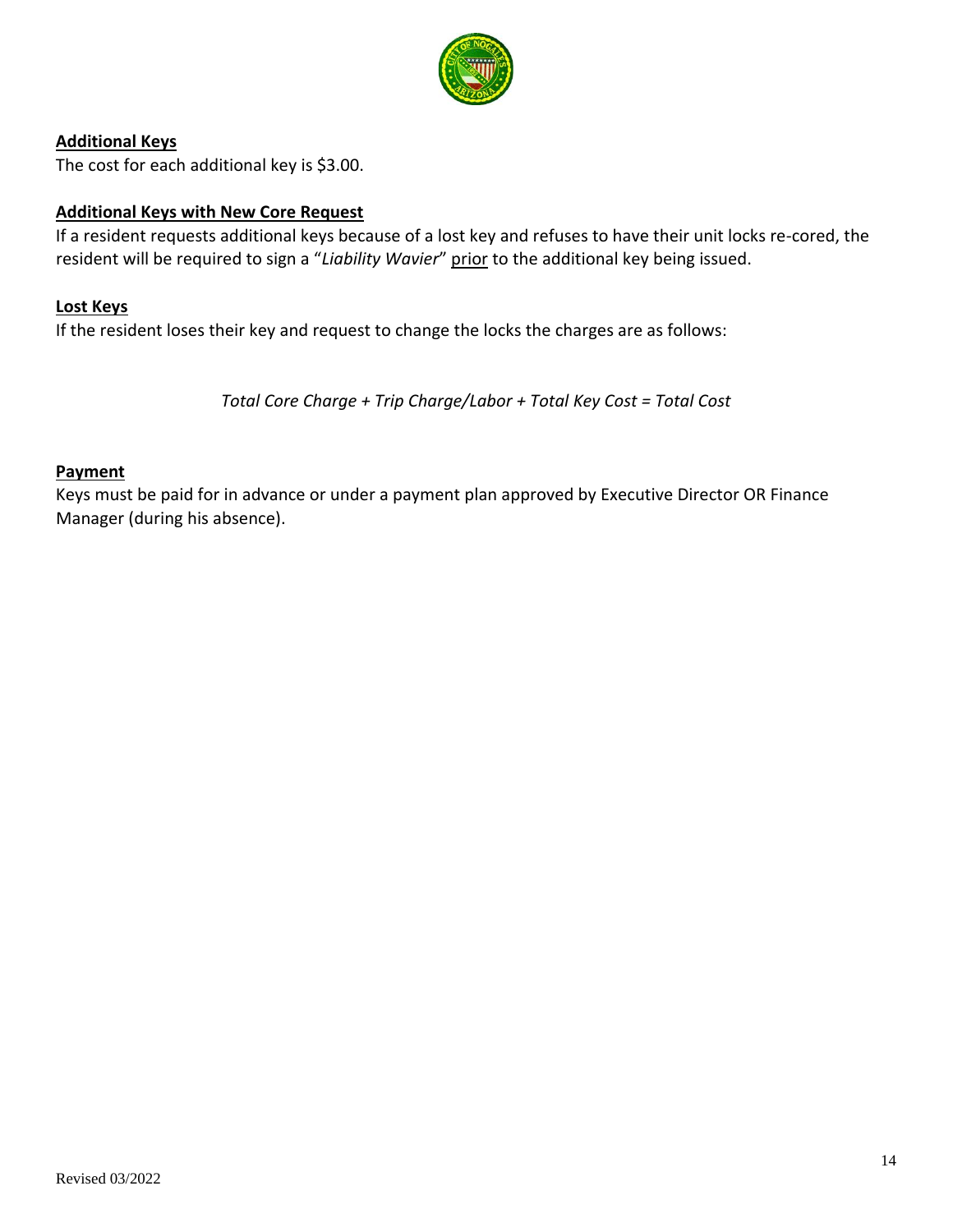**Additional Keys**

The cost for each additional key is $3.00.

**Additional Keys with New Core Request**

If a resident requests additional keys because of a lost key and refuses to have their unit locks re-cored, the resident will be required to sign a "*Liability Wavier*" prior to the additional key being issued.

**Lost Keys**

If the resident loses their key and request to change the locks the charges are as follows:

*Total Core Charge + Trip Charge/Labor + Total Key Cost = Total Cost*

**Payment**

Keys must be paid for in advance or under a payment plan approved by Executive Director OR Finance Manager (during his absence).

Revised 03/2022